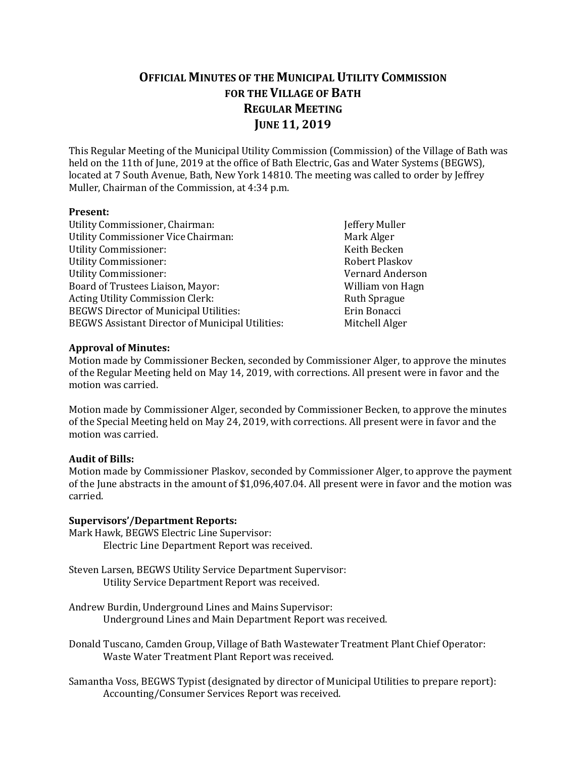# Official Minutes of the Municipal Utility Commission for the Village of Bath Regular Meeting June 11, 2019

This Regular Meeting of the Municipal Utility Commission (Commission) of the Village of Bath was held on the 11th of June, 2019 at the office of Bath Electric, Gas and Water Systems (BEGWS), located at 7 South Avenue, Bath, New York 14810. The meeting was called to order by Jeffrey Muller, Chairman of the Commission, at 4:34 p.m.

**Present:**

| | |
|---|---|
| Utility Commissioner, Chairman: | Jeffery Muller |
| Utility Commissioner Vice Chairman: | Mark Alger |
| Utility Commissioner: | Keith Becken |
| Utility Commissioner: | Robert Plaskov |
| Utility Commissioner: | Vernard Anderson |
| Board of Trustees Liaison, Mayor: | William von Hagn |
| Acting Utility Commission Clerk: | Ruth Sprague |
| BEGWS Director of Municipal Utilities: | Erin Bonacci |
| BEGWS Assistant Director of Municipal Utilities: | Mitchell Alger |

**Approval of Minutes:**

Motion made by Commissioner Becken, seconded by Commissioner Alger, to approve the minutes of the Regular Meeting held on May 14, 2019, with corrections. All present were in favor and the motion was carried.

Motion made by Commissioner Alger, seconded by Commissioner Becken, to approve the minutes of the Special Meeting held on May 24, 2019, with corrections. All present were in favor and the motion was carried.

**Audit of Bills:**

Motion made by Commissioner Plaskov, seconded by Commissioner Alger, to approve the payment of the June abstracts in the amount of $1,096,407.04. All present were in favor and the motion was carried.

**Supervisors'/Department Reports:**

Mark Hawk, BEGWS Electric Line Supervisor:
> Electric Line Department Report was received.

Steven Larsen, BEGWS Utility Service Department Supervisor:
> Utility Service Department Report was received.

Andrew Burdin, Underground Lines and Mains Supervisor:
> Underground Lines and Main Department Report was received.

Donald Tuscano, Camden Group, Village of Bath Wastewater Treatment Plant Chief Operator:
> Waste Water Treatment Plant Report was received.

Samantha Voss, BEGWS Typist (designated by director of Municipal Utilities to prepare report):
> Accounting/Consumer Services Report was received.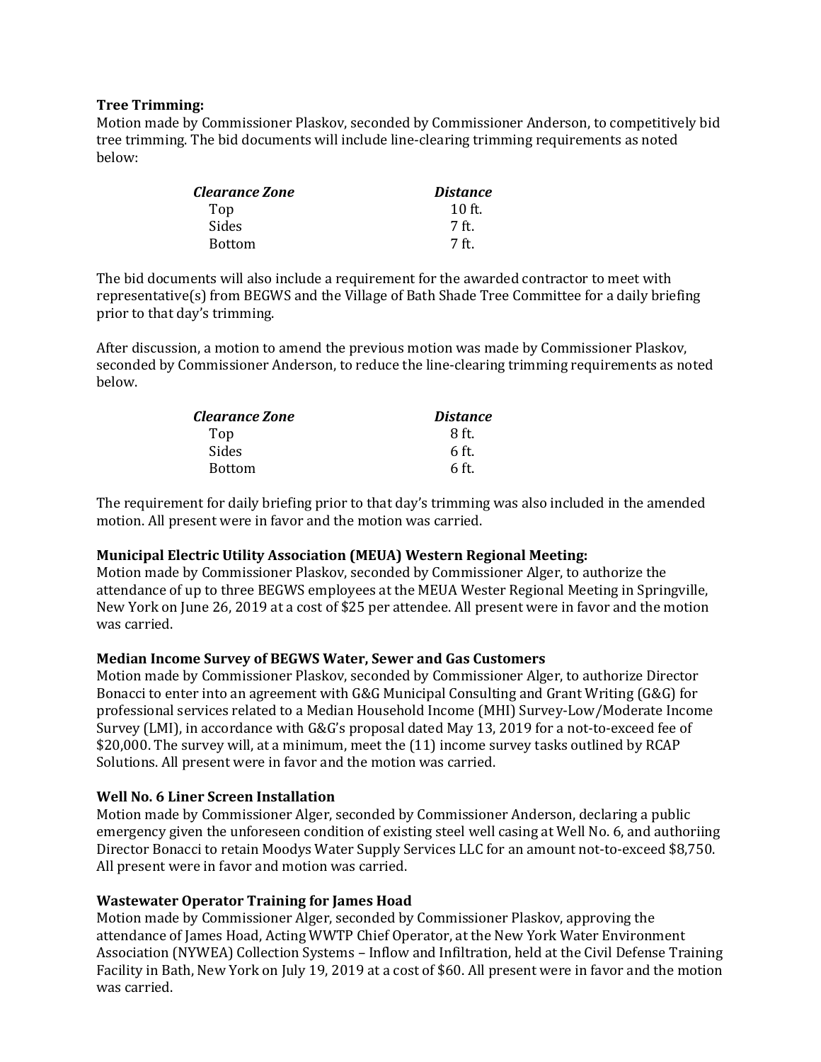**Tree Trimming:**
Motion made by Commissioner Plaskov, seconded by Commissioner Anderson, to competitively bid tree trimming. The bid documents will include line-clearing trimming requirements as noted below:

| *Clearance Zone* | *Distance* |
|---|---|
| Top | 10 ft. |
| Sides | 7 ft. |
| Bottom | 7 ft. |

The bid documents will also include a requirement for the awarded contractor to meet with representative(s) from BEGWS and the Village of Bath Shade Tree Committee for a daily briefing prior to that day's trimming.

After discussion, a motion to amend the previous motion was made by Commissioner Plaskov, seconded by Commissioner Anderson, to reduce the line-clearing trimming requirements as noted below.

| *Clearance Zone* | *Distance* |
|---|---|
| Top | 8 ft. |
| Sides | 6 ft. |
| Bottom | 6 ft. |

The requirement for daily briefing prior to that day's trimming was also included in the amended motion. All present were in favor and the motion was carried.

**Municipal Electric Utility Association (MEUA) Western Regional Meeting:**
Motion made by Commissioner Plaskov, seconded by Commissioner Alger, to authorize the attendance of up to three BEGWS employees at the MEUA Wester Regional Meeting in Springville, New York on June 26, 2019 at a cost of $25 per attendee. All present were in favor and the motion was carried.

**Median Income Survey of BEGWS Water, Sewer and Gas Customers**
Motion made by Commissioner Plaskov, seconded by Commissioner Alger, to authorize Director Bonacci to enter into an agreement with G&G Municipal Consulting and Grant Writing (G&G) for professional services related to a Median Household Income (MHI) Survey-Low/Moderate Income Survey (LMI), in accordance with G&G's proposal dated May 13, 2019 for a not-to-exceed fee of $20,000. The survey will, at a minimum, meet the (11) income survey tasks outlined by RCAP Solutions. All present were in favor and the motion was carried.

**Well No. 6 Liner Screen Installation**
Motion made by Commissioner Alger, seconded by Commissioner Anderson, declaring a public emergency given the unforeseen condition of existing steel well casing at Well No. 6, and authoriing Director Bonacci to retain Moodys Water Supply Services LLC for an amount not-to-exceed $8,750. All present were in favor and motion was carried.

**Wastewater Operator Training for James Hoad**
Motion made by Commissioner Alger, seconded by Commissioner Plaskov, approving the attendance of James Hoad, Acting WWTP Chief Operator, at the New York Water Environment Association (NYWEA) Collection Systems – Inflow and Infiltration, held at the Civil Defense Training Facility in Bath, New York on July 19, 2019 at a cost of $60. All present were in favor and the motion was carried.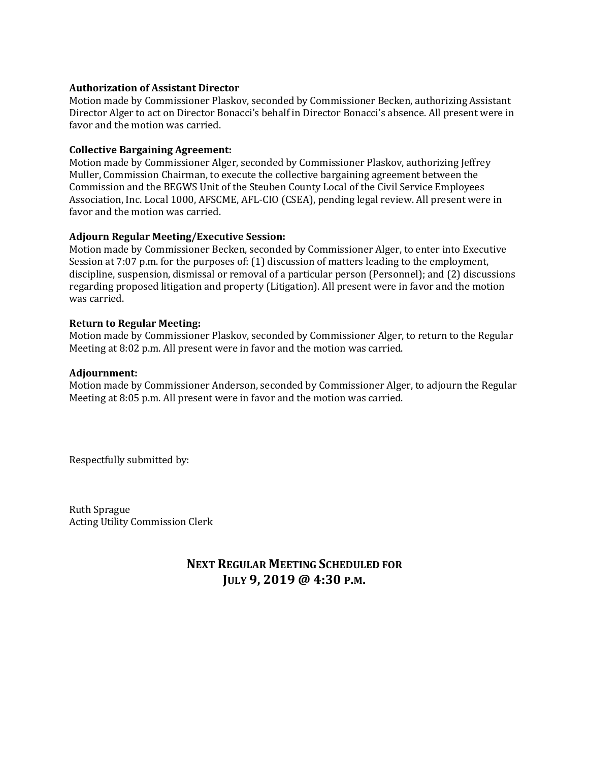**Authorization of Assistant Director**
Motion made by Commissioner Plaskov, seconded by Commissioner Becken, authorizing Assistant Director Alger to act on Director Bonacci's behalf in Director Bonacci's absence. All present were in favor and the motion was carried.

**Collective Bargaining Agreement:**
Motion made by Commissioner Alger, seconded by Commissioner Plaskov, authorizing Jeffrey Muller, Commission Chairman, to execute the collective bargaining agreement between the Commission and the BEGWS Unit of the Steuben County Local of the Civil Service Employees Association, Inc. Local 1000, AFSCME, AFL-CIO (CSEA), pending legal review. All present were in favor and the motion was carried.

**Adjourn Regular Meeting/Executive Session:**
Motion made by Commissioner Becken, seconded by Commissioner Alger, to enter into Executive Session at 7:07 p.m. for the purposes of: (1) discussion of matters leading to the employment, discipline, suspension, dismissal or removal of a particular person (Personnel); and (2) discussions regarding proposed litigation and property (Litigation). All present were in favor and the motion was carried.

**Return to Regular Meeting:**
Motion made by Commissioner Plaskov, seconded by Commissioner Alger, to return to the Regular Meeting at 8:02 p.m. All present were in favor and the motion was carried.

**Adjournment:**
Motion made by Commissioner Anderson, seconded by Commissioner Alger, to adjourn the Regular Meeting at 8:05 p.m. All present were in favor and the motion was carried.

Respectfully submitted by:

Ruth Sprague
Acting Utility Commission Clerk

## NEXT REGULAR MEETING SCHEDULED FOR JULY 9, 2019 @ 4:30 P.M.